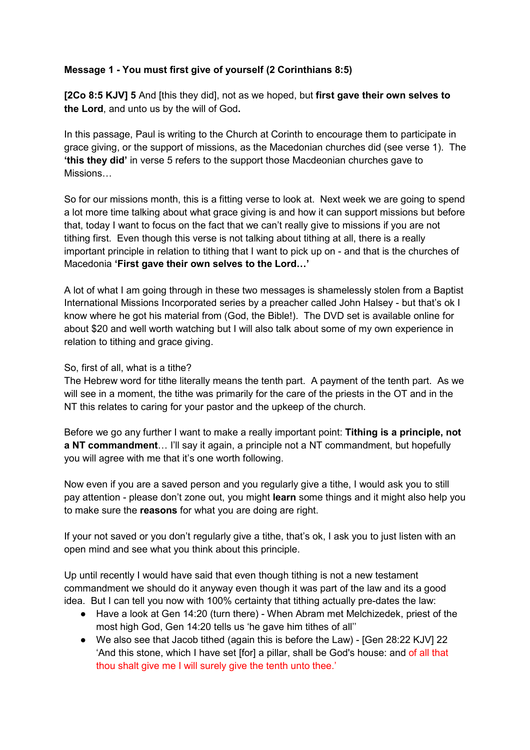**Message 1 - You must first give of yourself (2 Corinthians 8:5)**

**[2Co 8:5 KJV] 5** And [this they did], not as we hoped, but **first gave their own selves to the Lord**, and unto us by the will of God**.**

In this passage, Paul is writing to the Church at Corinth to encourage them to participate in grace giving, or the support of missions, as the Macedonian churches did (see verse 1). The **'this they did'** in verse 5 refers to the support those Macdeonian churches gave to Missions…

So for our missions month, this is a fitting verse to look at. Next week we are going to spend a lot more time talking about what grace giving is and how it can support missions but before that, today I want to focus on the fact that we can't really give to missions if you are not tithing first. Even though this verse is not talking about tithing at all, there is a really important principle in relation to tithing that I want to pick up on - and that is the churches of Macedonia **'First gave their own selves to the Lord…'**

A lot of what I am going through in these two messages is shamelessly stolen from a Baptist International Missions Incorporated series by a preacher called John Halsey - but that's ok I know where he got his material from (God, the Bible!). The DVD set is available online for about $20 and well worth watching but I will also talk about some of my own experience in relation to tithing and grace giving.

So, first of all, what is a tithe?
The Hebrew word for tithe literally means the tenth part. A payment of the tenth part. As we will see in a moment, the tithe was primarily for the care of the priests in the OT and in the NT this relates to caring for your pastor and the upkeep of the church.

Before we go any further I want to make a really important point: **Tithing is a principle, not a NT commandment**… I'll say it again, a principle not a NT commandment, but hopefully you will agree with me that it's one worth following.

Now even if you are a saved person and you regularly give a tithe, I would ask you to still pay attention - please don't zone out, you might **learn** some things and it might also help you to make sure the **reasons** for what you are doing are right.

If your not saved or you don't regularly give a tithe, that's ok, I ask you to just listen with an open mind and see what you think about this principle.

Up until recently I would have said that even though tithing is not a new testament commandment we should do it anyway even though it was part of the law and its a good idea. But I can tell you now with 100% certainty that tithing actually pre-dates the law:

- Have a look at Gen 14:20 (turn there) - When Abram met Melchizedek, priest of the most high God, Gen 14:20 tells us 'he gave him tithes of all''
- We also see that Jacob tithed (again this is before the Law) - [Gen 28:22 KJV] 22 'And this stone, which I have set [for] a pillar, shall be God's house: and of all that thou shalt give me I will surely give the tenth unto thee.'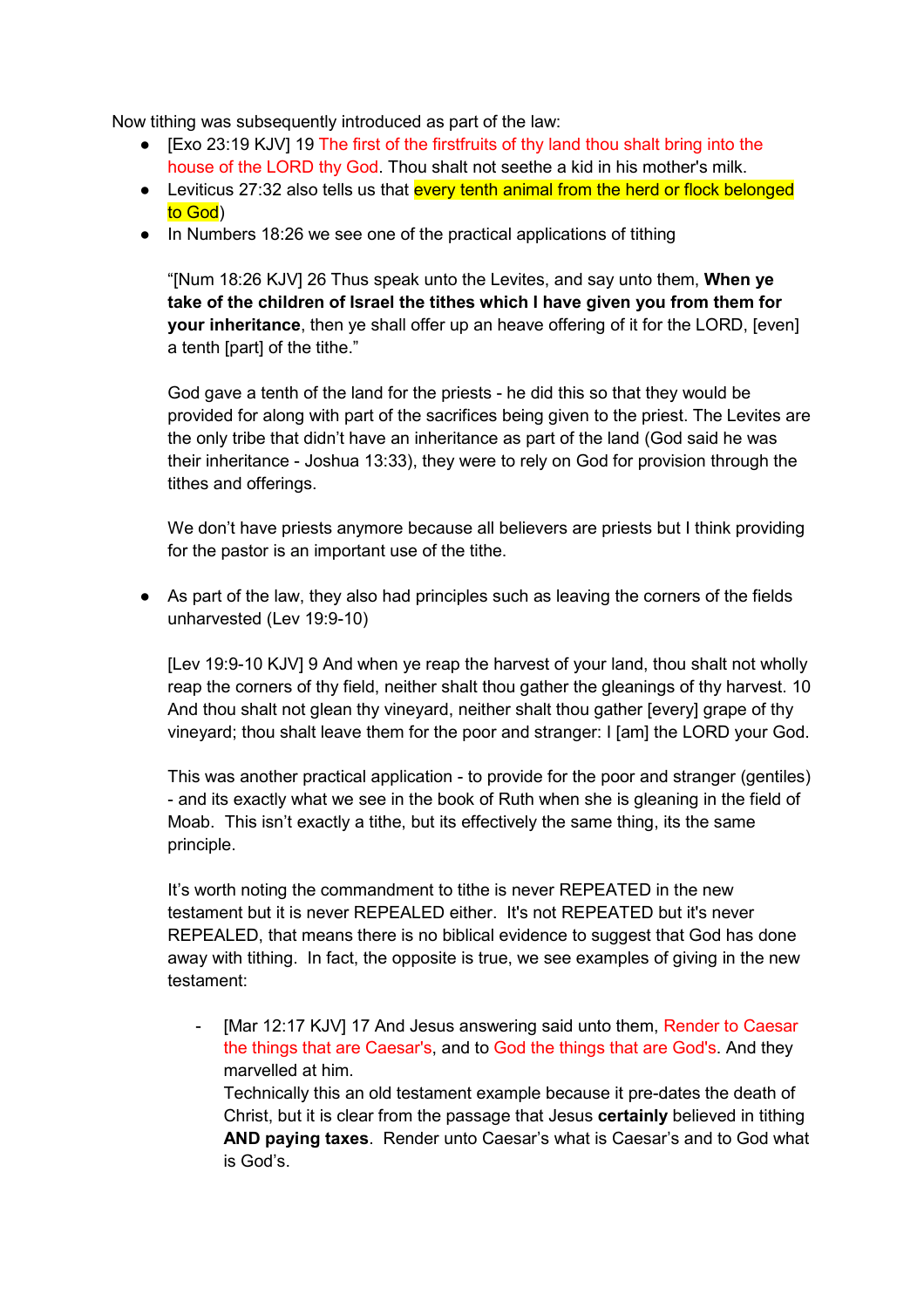Now tithing was subsequently introduced as part of the law:

- [Exo 23:19 KJV] 19 The first of the firstfruits of thy land thou shalt bring into the house of the LORD thy God. Thou shalt not seethe a kid in his mother's milk.
- Leviticus 27:32 also tells us that every tenth animal from the herd or flock belonged to God)
- In Numbers 18:26 we see one of the practical applications of tithing

  "[Num 18:26 KJV] 26 Thus speak unto the Levites, and say unto them, **When ye take of the children of Israel the tithes which I have given you from them for your inheritance**, then ye shall offer up an heave offering of it for the LORD, [even] a tenth [part] of the tithe."

  God gave a tenth of the land for the priests - he did this so that they would be provided for along with part of the sacrifices being given to the priest. The Levites are the only tribe that didn't have an inheritance as part of the land (God said he was their inheritance - Joshua 13:33), they were to rely on God for provision through the tithes and offerings.

  We don't have priests anymore because all believers are priests but I think providing for the pastor is an important use of the tithe.

- As part of the law, they also had principles such as leaving the corners of the fields unharvested (Lev 19:9-10)

  [Lev 19:9-10 KJV] 9 And when ye reap the harvest of your land, thou shalt not wholly reap the corners of thy field, neither shalt thou gather the gleanings of thy harvest. 10 And thou shalt not glean thy vineyard, neither shalt thou gather [every] grape of thy vineyard; thou shalt leave them for the poor and stranger: I [am] the LORD your God.

  This was another practical application - to provide for the poor and stranger (gentiles) - and its exactly what we see in the book of Ruth when she is gleaning in the field of Moab. This isn't exactly a tithe, but its effectively the same thing, its the same principle.

  It's worth noting the commandment to tithe is never REPEATED in the new testament but it is never REPEALED either. It's not REPEATED but it's never REPEALED, that means there is no biblical evidence to suggest that God has done away with tithing. In fact, the opposite is true, we see examples of giving in the new testament:

  - [Mar 12:17 KJV] 17 And Jesus answering said unto them, Render to Caesar the things that are Caesar's, and to God the things that are God's. And they marvelled at him.
    Technically this an old testament example because it pre-dates the death of Christ, but it is clear from the passage that Jesus **certainly** believed in tithing **AND paying taxes**. Render unto Caesar's what is Caesar's and to God what is God's.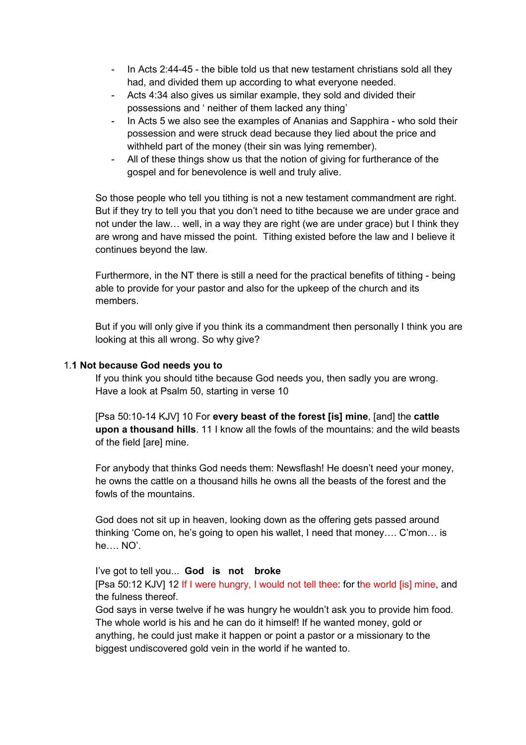- In Acts 2:44-45 - the bible told us that new testament christians sold all they had, and divided them up according to what everyone needed.
- Acts 4:34 also gives us similar example, they sold and divided their possessions and ' neither of them lacked any thing'
- In Acts 5 we also see the examples of Ananias and Sapphira - who sold their possession and were struck dead because they lied about the price and withheld part of the money (their sin was lying remember).
- All of these things show us that the notion of giving for furtherance of the gospel and for benevolence is well and truly alive.

So those people who tell you tithing is not a new testament commandment are right. But if they try to tell you that you don't need to tithe because we are under grace and not under the law… well, in a way they are right (we are under grace) but I think they are wrong and have missed the point. Tithing existed before the law and I believe it continues beyond the law.

Furthermore, in the NT there is still a need for the practical benefits of tithing - being able to provide for your pastor and also for the upkeep of the church and its members.

But if you will only give if you think its a commandment then personally I think you are looking at this all wrong. So why give?

### 1.1 Not because God needs you to

If you think you should tithe because God needs you, then sadly you are wrong. Have a look at Psalm 50, starting in verse 10

[Psa 50:10-14 KJV] 10 For **every beast of the forest [is] mine**, [and] the **cattle upon a thousand hills**. 11 I know all the fowls of the mountains: and the wild beasts of the field [are] mine.

For anybody that thinks God needs them: Newsflash! He doesn't need your money, he owns the cattle on a thousand hills he owns all the beasts of the forest and the fowls of the mountains.

God does not sit up in heaven, looking down as the offering gets passed around thinking 'Come on, he's going to open his wallet, I need that money…. C'mon… is he…. NO'.

I've got to tell you... **God is not broke**

[Psa 50:12 KJV] 12 If I were hungry, I would not tell thee: for the world [is] mine, and the fulness thereof.

God says in verse twelve if he was hungry he wouldn't ask you to provide him food. The whole world is his and he can do it himself! If he wanted money, gold or anything, he could just make it happen or point a pastor or a missionary to the biggest undiscovered gold vein in the world if he wanted to.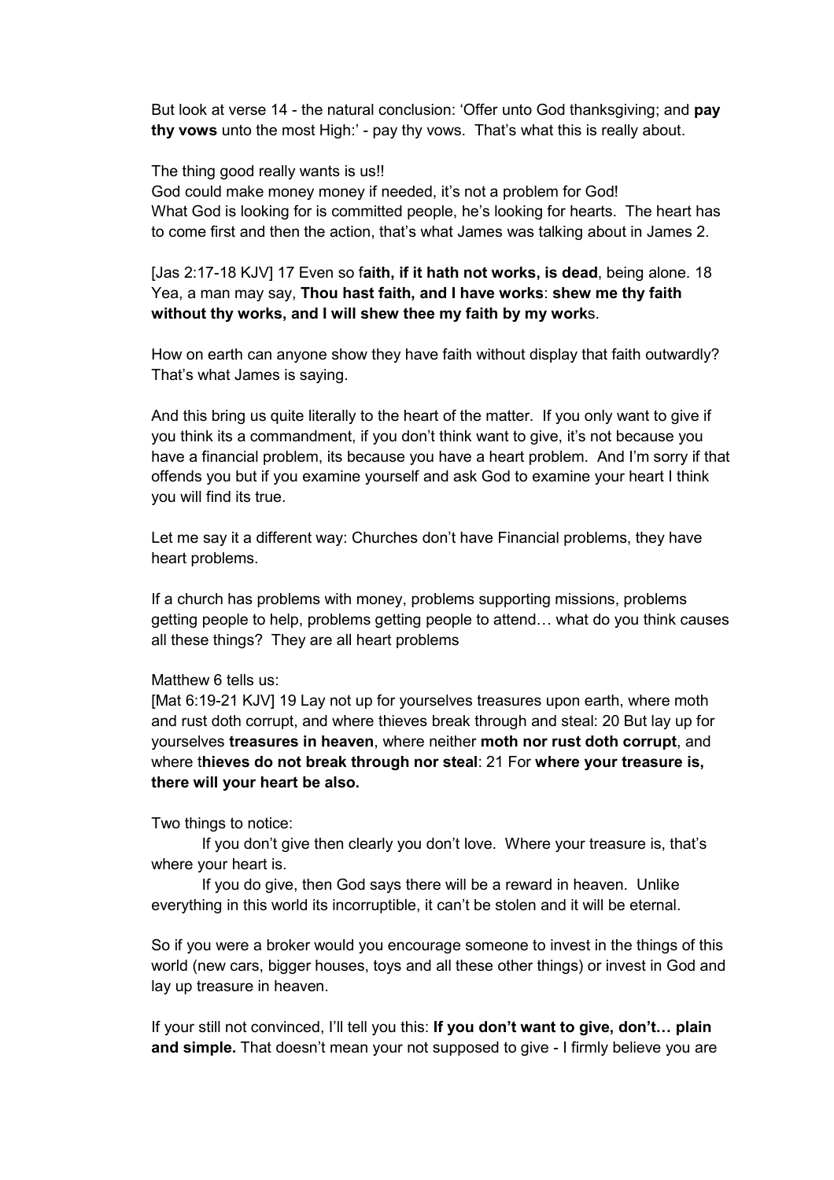But look at verse 14 - the natural conclusion: 'Offer unto God thanksgiving; and **pay thy vows** unto the most High:' - pay thy vows. That's what this is really about.

The thing good really wants is us!!
God could make money money if needed, it's not a problem for God!
What God is looking for is committed people, he's looking for hearts. The heart has to come first and then the action, that's what James was talking about in James 2.

[Jas 2:17-18 KJV] 17 Even so f**aith, if it hath not works, is dead**, being alone. 18 Yea, a man may say, **Thou hast faith, and I have works**: **shew me thy faith without thy works, and I will shew thee my faith by my work**s.

How on earth can anyone show they have faith without display that faith outwardly? That's what James is saying.

And this bring us quite literally to the heart of the matter. If you only want to give if you think its a commandment, if you don't think want to give, it's not because you have a financial problem, its because you have a heart problem. And I'm sorry if that offends you but if you examine yourself and ask God to examine your heart I think you will find its true.

Let me say it a different way: Churches don't have Financial problems, they have heart problems.

If a church has problems with money, problems supporting missions, problems getting people to help, problems getting people to attend… what do you think causes all these things? They are all heart problems

Matthew 6 tells us:
[Mat 6:19-21 KJV] 19 Lay not up for yourselves treasures upon earth, where moth and rust doth corrupt, and where thieves break through and steal: 20 But lay up for yourselves **treasures in heaven**, where neither **moth nor rust doth corrupt**, and where t**hieves do not break through nor steal**: 21 For **where your treasure is, there will your heart be also.**

Two things to notice:

If you don't give then clearly you don't love. Where your treasure is, that's where your heart is.

If you do give, then God says there will be a reward in heaven. Unlike everything in this world its incorruptible, it can't be stolen and it will be eternal.

So if you were a broker would you encourage someone to invest in the things of this world (new cars, bigger houses, toys and all these other things) or invest in God and lay up treasure in heaven.

If your still not convinced, I'll tell you this: **If you don't want to give, don't… plain and simple.** That doesn't mean your not supposed to give - I firmly believe you are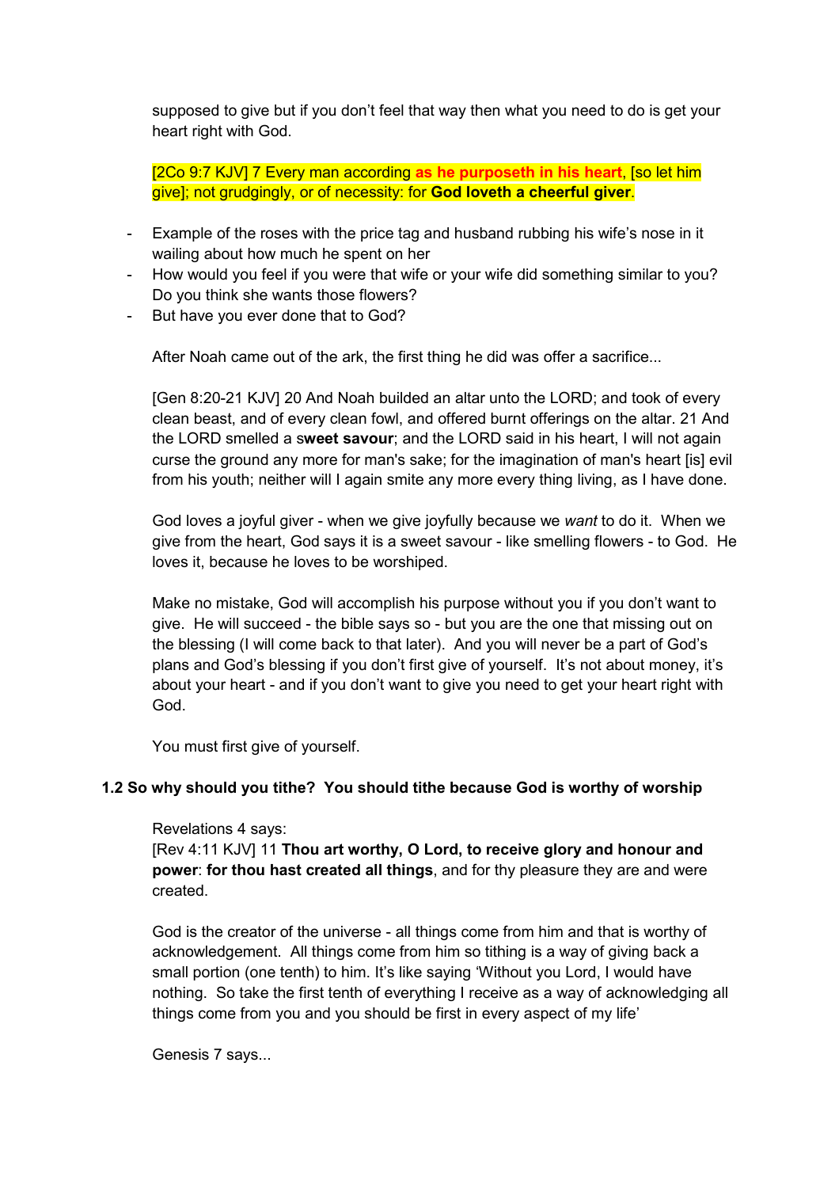supposed to give but if you don't feel that way then what you need to do is get your heart right with God.

[2Co 9:7 KJV] 7 Every man according **as he purposeth in his heart**, [so let him give]; not grudgingly, or of necessity: for **God loveth a cheerful giver**.

- Example of the roses with the price tag and husband rubbing his wife's nose in it wailing about how much he spent on her
- How would you feel if you were that wife or your wife did something similar to you? Do you think she wants those flowers?
- But have you ever done that to God?

After Noah came out of the ark, the first thing he did was offer a sacrifice...

[Gen 8:20-21 KJV] 20 And Noah builded an altar unto the LORD; and took of every clean beast, and of every clean fowl, and offered burnt offerings on the altar. 21 And the LORD smelled a s**weet savour**; and the LORD said in his heart, I will not again curse the ground any more for man's sake; for the imagination of man's heart [is] evil from his youth; neither will I again smite any more every thing living, as I have done.

God loves a joyful giver - when we give joyfully because we *want* to do it. When we give from the heart, God says it is a sweet savour - like smelling flowers - to God. He loves it, because he loves to be worshiped.

Make no mistake, God will accomplish his purpose without you if you don't want to give. He will succeed - the bible says so - but you are the one that missing out on the blessing (I will come back to that later). And you will never be a part of God's plans and God's blessing if you don't first give of yourself. It's not about money, it's about your heart - and if you don't want to give you need to get your heart right with God.

You must first give of yourself.

### 1.2 So why should you tithe? You should tithe because God is worthy of worship

Revelations 4 says:
[Rev 4:11 KJV] 11 **Thou art worthy, O Lord, to receive glory and honour and power**: **for thou hast created all things**, and for thy pleasure they are and were created.

God is the creator of the universe - all things come from him and that is worthy of acknowledgement. All things come from him so tithing is a way of giving back a small portion (one tenth) to him. It's like saying 'Without you Lord, I would have nothing. So take the first tenth of everything I receive as a way of acknowledging all things come from you and you should be first in every aspect of my life'

Genesis 7 says...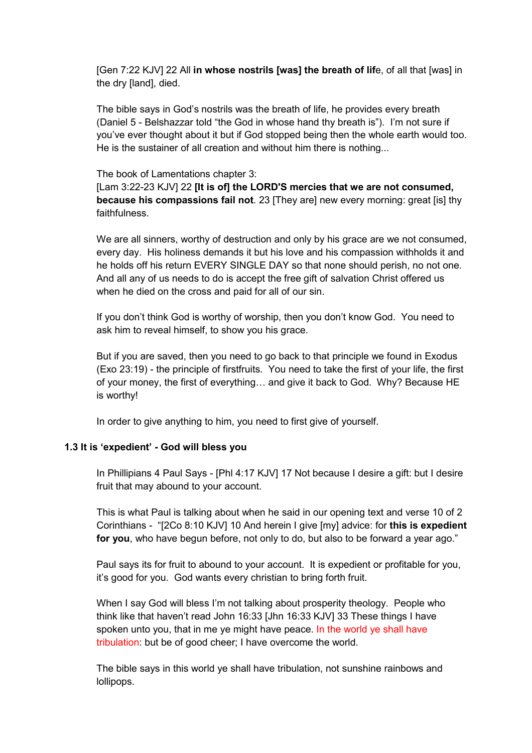[Gen 7:22 KJV] 22 All **in whose nostrils [was] the breath of lif**e, of all that [was] in the dry [land], died.

The bible says in God's nostrils was the breath of life, he provides every breath (Daniel 5 - Belshazzar told "the God in whose hand thy breath is"). I'm not sure if you've ever thought about it but if God stopped being then the whole earth would too. He is the sustainer of all creation and without him there is nothing...

The book of Lamentations chapter 3:
[Lam 3:22-23 KJV] 22 **[It is of] the LORD'S mercies that we are not consumed, because his compassions fail not**. 23 [They are] new every morning: great [is] thy faithfulness.

We are all sinners, worthy of destruction and only by his grace are we not consumed, every day. His holiness demands it but his love and his compassion withholds it and he holds off his return EVERY SINGLE DAY so that none should perish, no not one. And all any of us needs to do is accept the free gift of salvation Christ offered us when he died on the cross and paid for all of our sin.

If you don't think God is worthy of worship, then you don't know God. You need to ask him to reveal himself, to show you his grace.

But if you are saved, then you need to go back to that principle we found in Exodus (Exo 23:19) - the principle of firstfruits. You need to take the first of your life, the first of your money, the first of everything… and give it back to God. Why? Because HE is worthy!

In order to give anything to him, you need to first give of yourself.

### 1.3 It is 'expedient' - God will bless you

In Phillipians 4 Paul Says - [Phl 4:17 KJV] 17 Not because I desire a gift: but I desire fruit that may abound to your account.

This is what Paul is talking about when he said in our opening text and verse 10 of 2 Corinthians - "[2Co 8:10 KJV] 10 And herein I give [my] advice: for **this is expedient for you**, who have begun before, not only to do, but also to be forward a year ago."

Paul says its for fruit to abound to your account. It is expedient or profitable for you, it's good for you. God wants every christian to bring forth fruit.

When I say God will bless I'm not talking about prosperity theology. People who think like that haven't read John 16:33 [Jhn 16:33 KJV] 33 These things I have spoken unto you, that in me ye might have peace. In the world ye shall have tribulation: but be of good cheer; I have overcome the world.

The bible says in this world ye shall have tribulation, not sunshine rainbows and lollipops.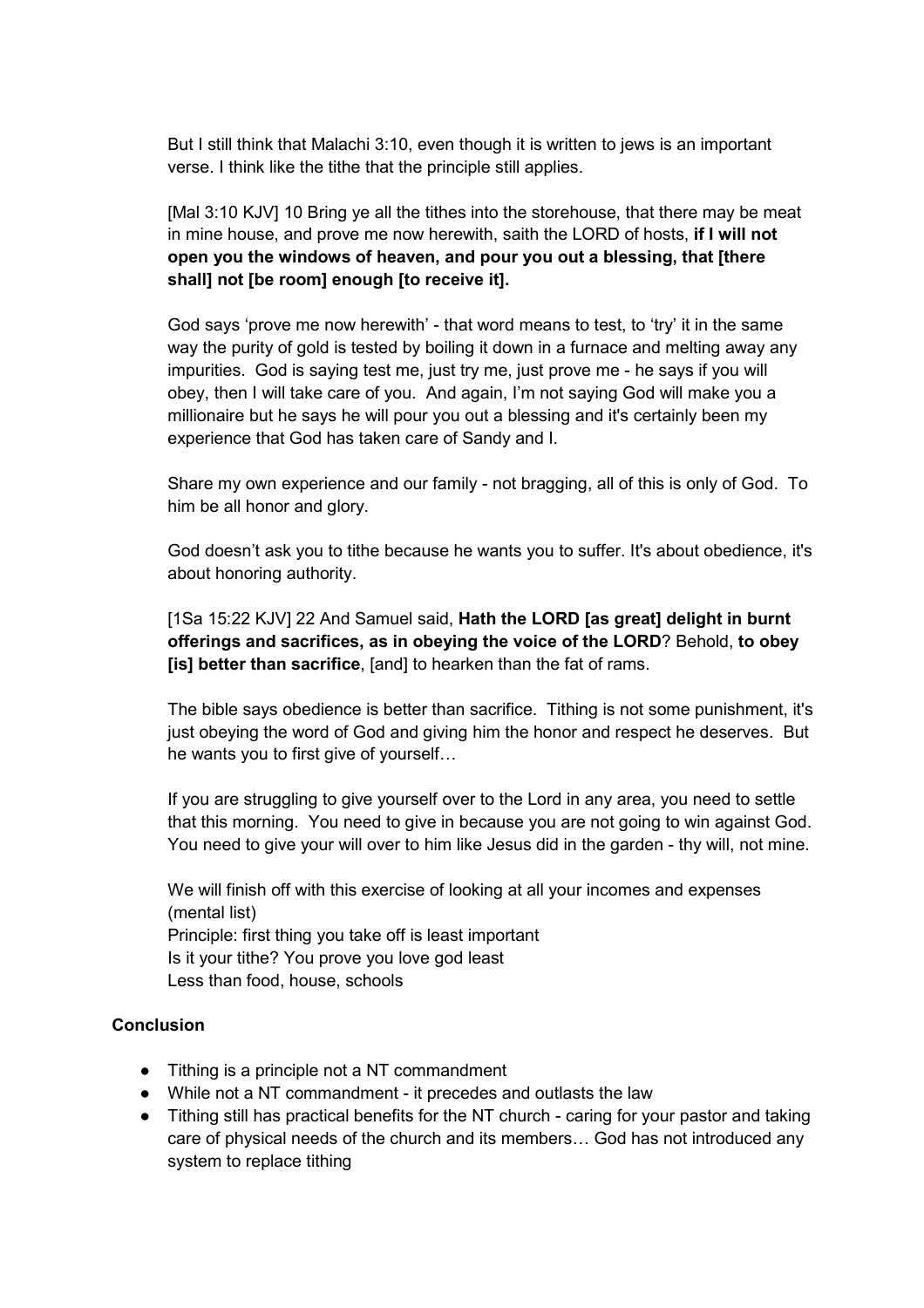But I still think that Malachi 3:10, even though it is written to jews is an important verse. I think like the tithe that the principle still applies.

[Mal 3:10 KJV] 10 Bring ye all the tithes into the storehouse, that there may be meat in mine house, and prove me now herewith, saith the LORD of hosts, **if I will not open you the windows of heaven, and pour you out a blessing, that [there shall] not [be room] enough [to receive it].**

God says 'prove me now herewith' - that word means to test, to 'try' it in the same way the purity of gold is tested by boiling it down in a furnace and melting away any impurities. God is saying test me, just try me, just prove me - he says if you will obey, then I will take care of you. And again, I'm not saying God will make you a millionaire but he says he will pour you out a blessing and it's certainly been my experience that God has taken care of Sandy and I.

Share my own experience and our family - not bragging, all of this is only of God. To him be all honor and glory.

God doesn't ask you to tithe because he wants you to suffer. It's about obedience, it's about honoring authority.

[1Sa 15:22 KJV] 22 And Samuel said, **Hath the LORD [as great] delight in burnt offerings and sacrifices, as in obeying the voice of the LORD**? Behold, **to obey [is] better than sacrifice**, [and] to hearken than the fat of rams.

The bible says obedience is better than sacrifice. Tithing is not some punishment, it's just obeying the word of God and giving him the honor and respect he deserves. But he wants you to first give of yourself…

If you are struggling to give yourself over to the Lord in any area, you need to settle that this morning. You need to give in because you are not going to win against God. You need to give your will over to him like Jesus did in the garden - thy will, not mine.

We will finish off with this exercise of looking at all your incomes and expenses (mental list)
Principle: first thing you take off is least important
Is it your tithe? You prove you love god least
Less than food, house, schools

**Conclusion**

- Tithing is a principle not a NT commandment
- While not a NT commandment - it precedes and outlasts the law
- Tithing still has practical benefits for the NT church - caring for your pastor and taking care of physical needs of the church and its members… God has not introduced any system to replace tithing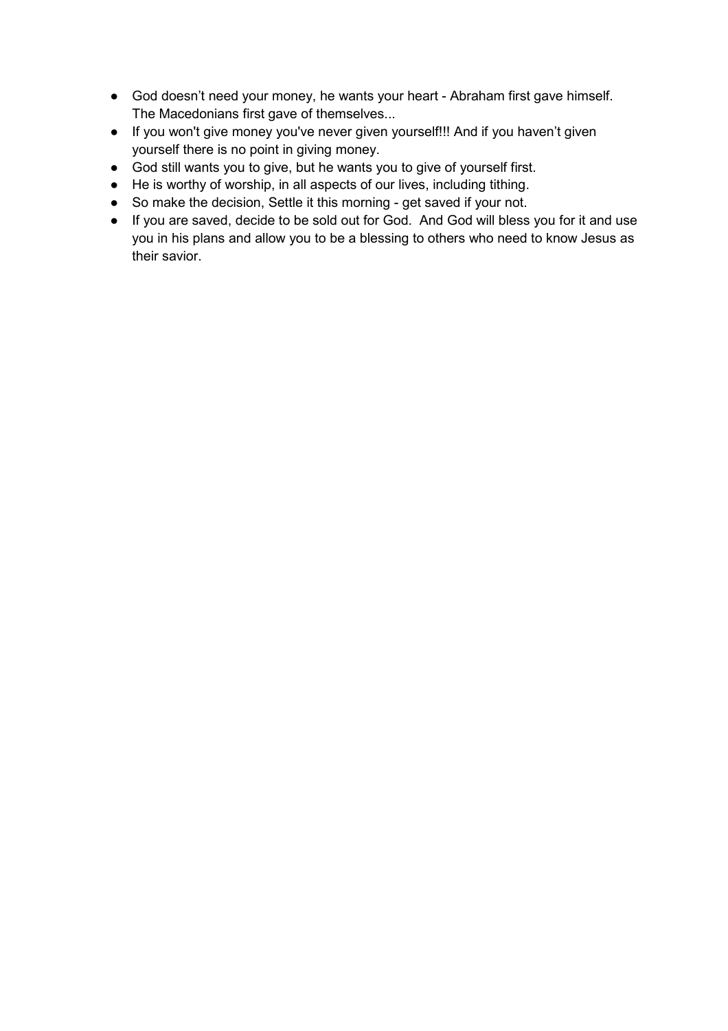- God doesn't need your money, he wants your heart - Abraham first gave himself. The Macedonians first gave of themselves...
- If you won't give money you've never given yourself!!! And if you haven't given yourself there is no point in giving money.
- God still wants you to give, but he wants you to give of yourself first.
- He is worthy of worship, in all aspects of our lives, including tithing.
- So make the decision, Settle it this morning - get saved if your not.
- If you are saved, decide to be sold out for God. And God will bless you for it and use you in his plans and allow you to be a blessing to others who need to know Jesus as their savior.